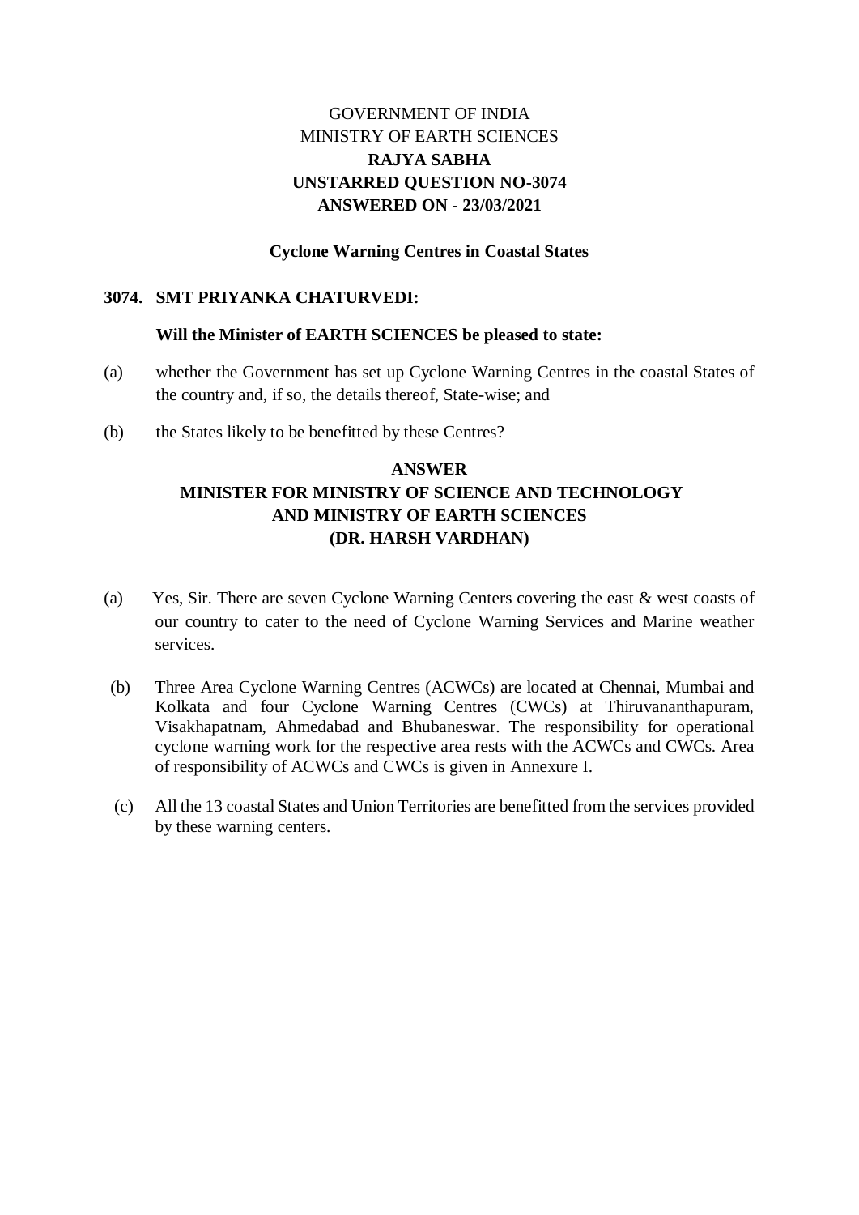GOVERNMENT OF INDIA
MINISTRY OF EARTH SCIENCES
**RAJYA SABHA**
**UNSTARRED QUESTION NO-3074**
**ANSWERED ON - 23/03/2021**

**Cyclone Warning Centres in Coastal States**

**3074. SMT PRIYANKA CHATURVEDI:**

**Will the Minister of EARTH SCIENCES be pleased to state:**

(a) whether the Government has set up Cyclone Warning Centres in the coastal States of the country and, if so, the details thereof, State-wise; and

(b) the States likely to be benefitted by these Centres?

**ANSWER**
**MINISTER FOR MINISTRY OF SCIENCE AND TECHNOLOGY AND MINISTRY OF EARTH SCIENCES**
**(DR. HARSH VARDHAN)**

(a) Yes, Sir. There are seven Cyclone Warning Centers covering the east & west coasts of our country to cater to the need of Cyclone Warning Services and Marine weather services.

(b) Three Area Cyclone Warning Centres (ACWCs) are located at Chennai, Mumbai and Kolkata and four Cyclone Warning Centres (CWCs) at Thiruvananthapuram, Visakhapatnam, Ahmedabad and Bhubaneswar. The responsibility for operational cyclone warning work for the respective area rests with the ACWCs and CWCs. Area of responsibility of ACWCs and CWCs is given in Annexure I.

(c) All the 13 coastal States and Union Territories are benefitted from the services provided by these warning centers.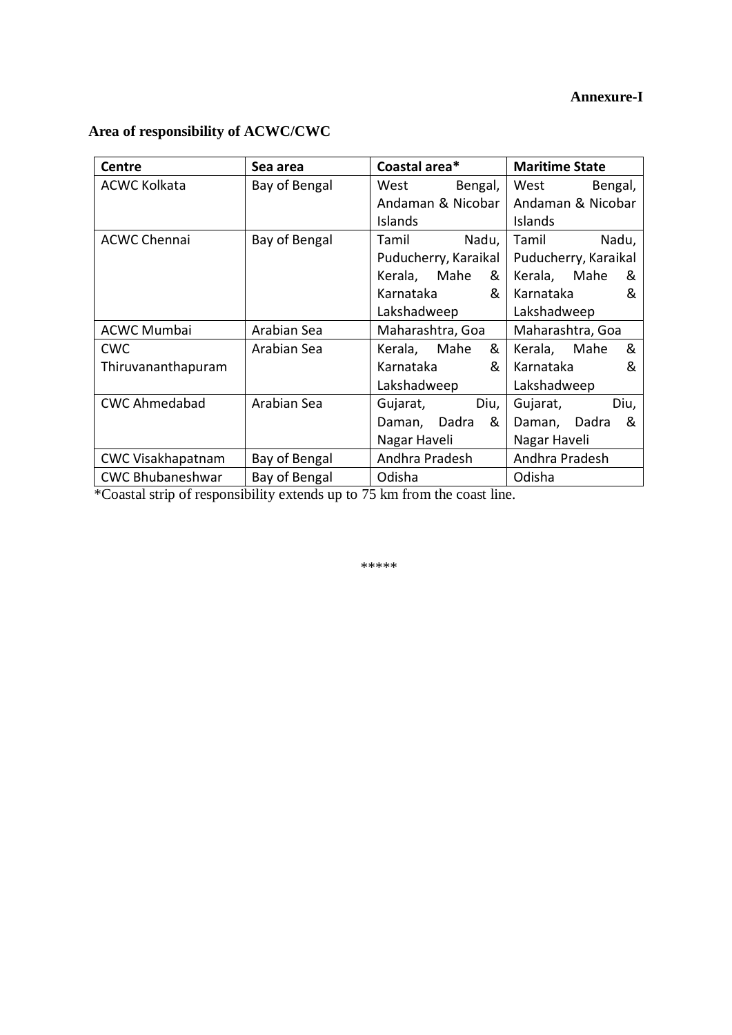**Annexure-I**

**Area of responsibility of ACWC/CWC**

| Centre | Sea area | Coastal area* | Maritime State |
|---|---|---|---|
| ACWC Kolkata | Bay of Bengal | West Bengal, Andaman & Nicobar Islands | West Bengal, Andaman & Nicobar Islands |
| ACWC Chennai | Bay of Bengal | Tamil Nadu, Puducherry, Karaikal Kerala, Mahe & Karnataka & Lakshadweep | Tamil Nadu, Puducherry, Karaikal Kerala, Mahe & Karnataka & Lakshadweep |
| ACWC Mumbai | Arabian Sea | Maharashtra, Goa | Maharashtra, Goa |
| CWC Thiruvananthapuram | Arabian Sea | Kerala, Mahe & Karnataka & Lakshadweep | Kerala, Mahe & Karnataka & Lakshadweep |
| CWC Ahmedabad | Arabian Sea | Gujarat, Diu, Daman, Dadra & Nagar Haveli | Gujarat, Diu, Daman, Dadra & Nagar Haveli |
| CWC Visakhapatnam | Bay of Bengal | Andhra Pradesh | Andhra Pradesh |
| CWC Bhubaneshwar | Bay of Bengal | Odisha | Odisha |

*Coastal strip of responsibility extends up to 75 km from the coast line.

*****